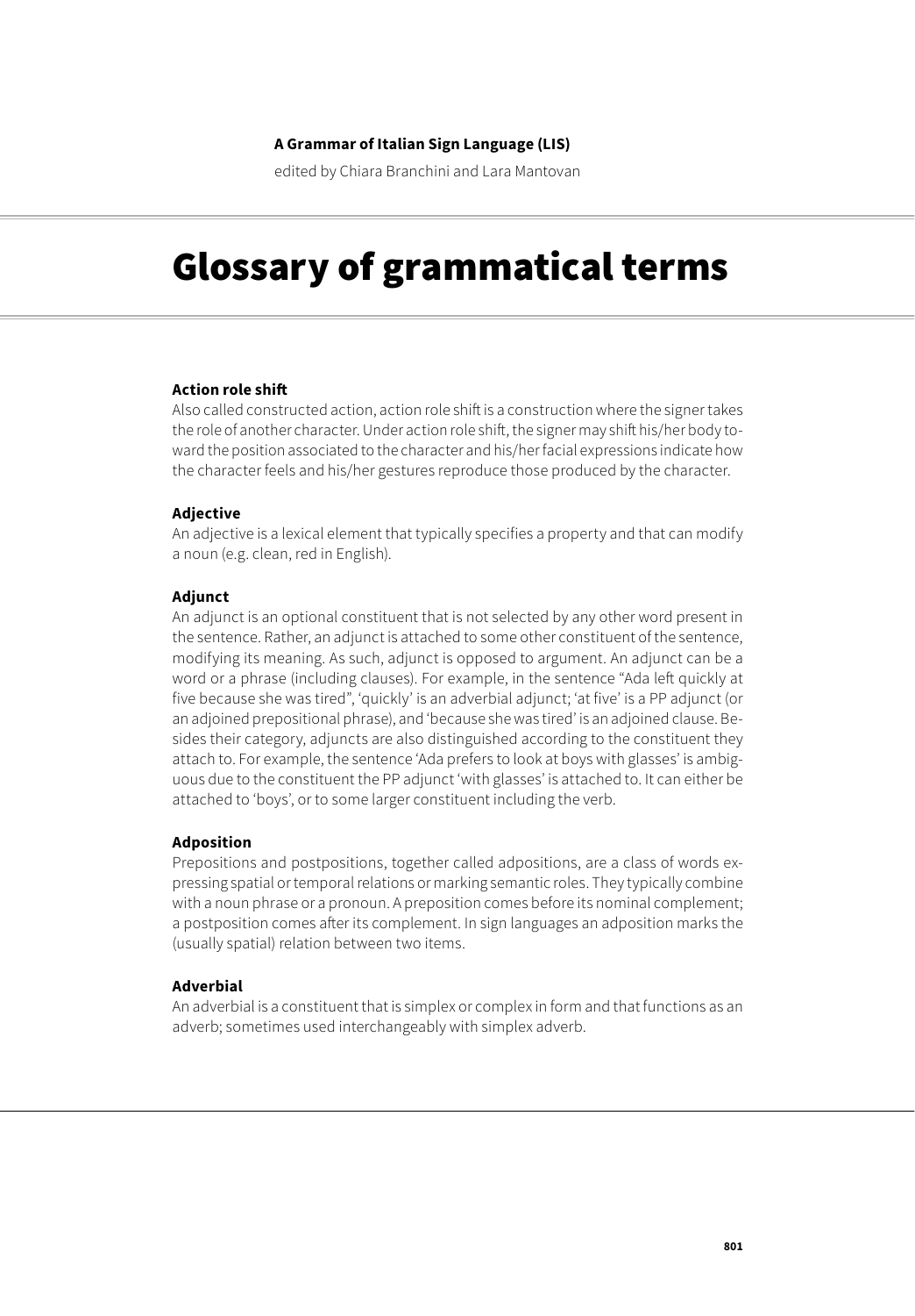**A Grammar of Italian Sign Language (LIS)**

edited by Chiara Branchini and Lara Mantovan

# Glossary of grammatical terms

**Action role shift**
Also called constructed action, action role shift is a construction where the signer takes the role of another character. Under action role shift, the signer may shift his/her body toward the position associated to the character and his/her facial expressions indicate how the character feels and his/her gestures reproduce those produced by the character.

**Adjective**
An adjective is a lexical element that typically specifies a property and that can modify a noun (e.g. clean, red in English).

**Adjunct**
An adjunct is an optional constituent that is not selected by any other word present in the sentence. Rather, an adjunct is attached to some other constituent of the sentence, modifying its meaning. As such, adjunct is opposed to argument. An adjunct can be a word or a phrase (including clauses). For example, in the sentence "Ada left quickly at five because she was tired", 'quickly' is an adverbial adjunct; 'at five' is a PP adjunct (or an adjoined prepositional phrase), and 'because she was tired' is an adjoined clause. Besides their category, adjuncts are also distinguished according to the constituent they attach to. For example, the sentence 'Ada prefers to look at boys with glasses' is ambiguous due to the constituent the PP adjunct 'with glasses' is attached to. It can either be attached to 'boys', or to some larger constituent including the verb.

**Adposition**
Prepositions and postpositions, together called adpositions, are a class of words expressing spatial or temporal relations or marking semantic roles. They typically combine with a noun phrase or a pronoun. A preposition comes before its nominal complement; a postposition comes after its complement. In sign languages an adposition marks the (usually spatial) relation between two items.

**Adverbial**
An adverbial is a constituent that is simplex or complex in form and that functions as an adverb; sometimes used interchangeably with simplex adverb.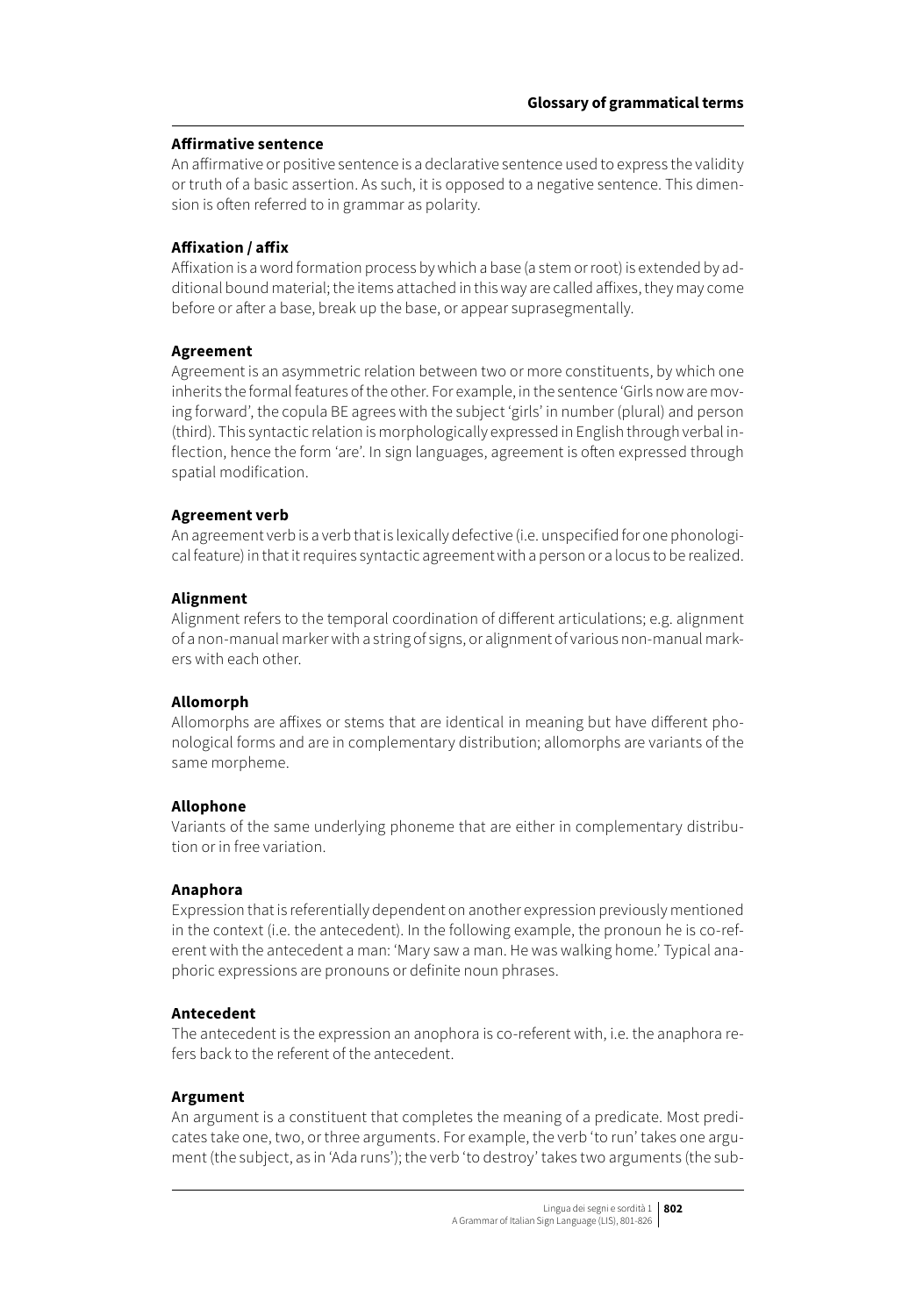## Glossary of grammatical terms

### Affirmative sentence

An affirmative or positive sentence is a declarative sentence used to express the validity or truth of a basic assertion. As such, it is opposed to a negative sentence. This dimension is often referred to in grammar as polarity.

### Affixation / affix

Affixation is a word formation process by which a base (a stem or root) is extended by additional bound material; the items attached in this way are called affixes, they may come before or after a base, break up the base, or appear suprasegmentally.

### Agreement

Agreement is an asymmetric relation between two or more constituents, by which one inherits the formal features of the other. For example, in the sentence 'Girls now are moving forward', the copula BE agrees with the subject 'girls' in number (plural) and person (third). This syntactic relation is morphologically expressed in English through verbal inflection, hence the form 'are'. In sign languages, agreement is often expressed through spatial modification.

### Agreement verb

An agreement verb is a verb that is lexically defective (i.e. unspecified for one phonological feature) in that it requires syntactic agreement with a person or a locus to be realized.

### Alignment

Alignment refers to the temporal coordination of different articulations; e.g. alignment of a non-manual marker with a string of signs, or alignment of various non-manual markers with each other.

### Allomorph

Allomorphs are affixes or stems that are identical in meaning but have different phonological forms and are in complementary distribution; allomorphs are variants of the same morpheme.

### Allophone

Variants of the same underlying phoneme that are either in complementary distribution or in free variation.

### Anaphora

Expression that is referentially dependent on another expression previously mentioned in the context (i.e. the antecedent). In the following example, the pronoun he is co-referent with the antecedent a man: 'Mary saw a man. He was walking home.' Typical anaphoric expressions are pronouns or definite noun phrases.

### Antecedent

The antecedent is the expression an anophora is co-referent with, i.e. the anaphora refers back to the referent of the antecedent.

### Argument

An argument is a constituent that completes the meaning of a predicate. Most predicates take one, two, or three arguments. For example, the verb 'to run' takes one argument (the subject, as in 'Ada runs'); the verb 'to destroy' takes two arguments (the sub-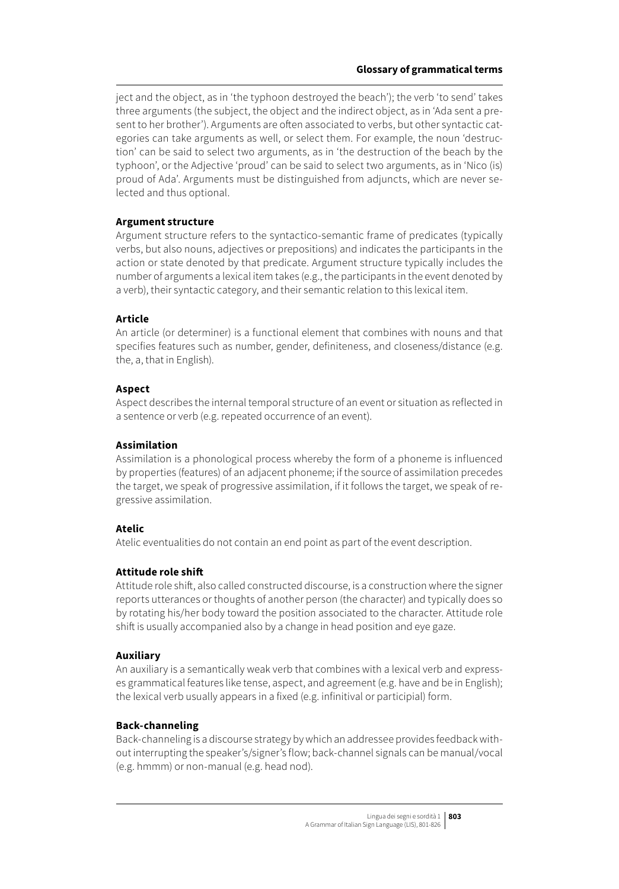ject and the object, as in 'the typhoon destroyed the beach'); the verb 'to send' takes three arguments (the subject, the object and the indirect object, as in 'Ada sent a present to her brother'). Arguments are often associated to verbs, but other syntactic categories can take arguments as well, or select them. For example, the noun 'destruction' can be said to select two arguments, as in 'the destruction of the beach by the typhoon', or the Adjective 'proud' can be said to select two arguments, as in 'Nico (is) proud of Ada'. Arguments must be distinguished from adjuncts, which are never selected and thus optional.

**Argument structure**

Argument structure refers to the syntactico-semantic frame of predicates (typically verbs, but also nouns, adjectives or prepositions) and indicates the participants in the action or state denoted by that predicate. Argument structure typically includes the number of arguments a lexical item takes (e.g., the participants in the event denoted by a verb), their syntactic category, and their semantic relation to this lexical item.

**Article**

An article (or determiner) is a functional element that combines with nouns and that specifies features such as number, gender, definiteness, and closeness/distance (e.g. the, a, that in English).

**Aspect**

Aspect describes the internal temporal structure of an event or situation as reflected in a sentence or verb (e.g. repeated occurrence of an event).

**Assimilation**

Assimilation is a phonological process whereby the form of a phoneme is influenced by properties (features) of an adjacent phoneme; if the source of assimilation precedes the target, we speak of progressive assimilation, if it follows the target, we speak of regressive assimilation.

**Atelic**

Atelic eventualities do not contain an end point as part of the event description.

**Attitude role shift**

Attitude role shift, also called constructed discourse, is a construction where the signer reports utterances or thoughts of another person (the character) and typically does so by rotating his/her body toward the position associated to the character. Attitude role shift is usually accompanied also by a change in head position and eye gaze.

**Auxiliary**

An auxiliary is a semantically weak verb that combines with a lexical verb and expresses grammatical features like tense, aspect, and agreement (e.g. have and be in English); the lexical verb usually appears in a fixed (e.g. infinitival or participial) form.

**Back-channeling**

Back-channeling is a discourse strategy by which an addressee provides feedback without interrupting the speaker's/signer's flow; back-channel signals can be manual/vocal (e.g. hmmm) or non-manual (e.g. head nod).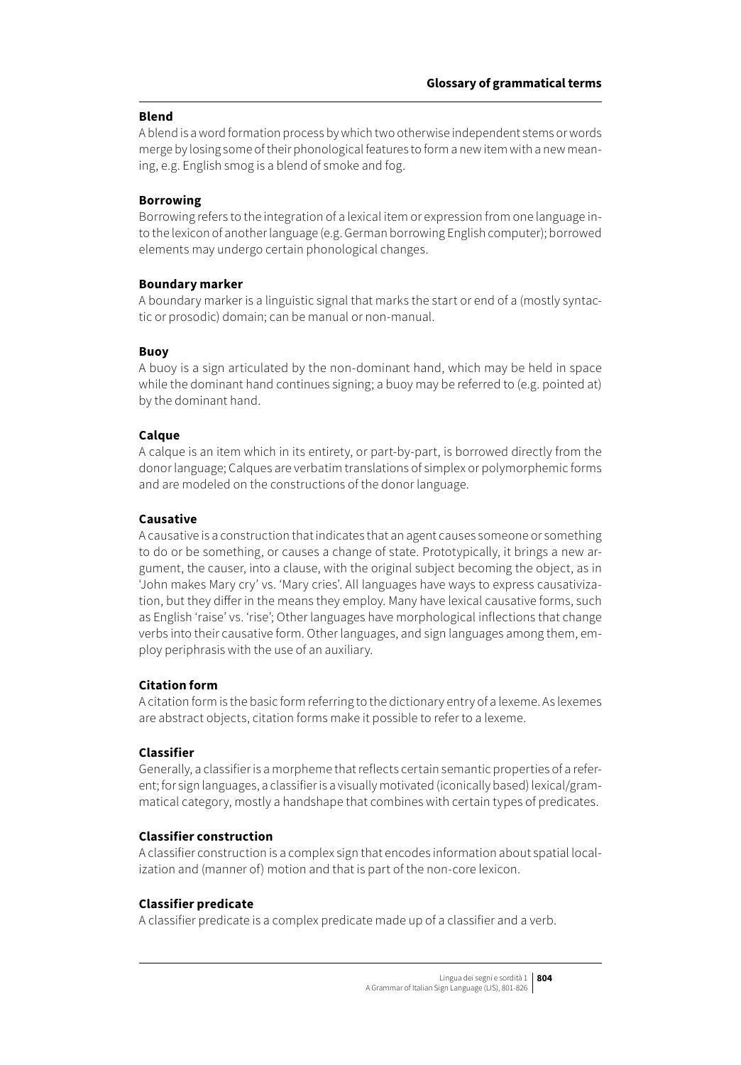**Blend**

A blend is a word formation process by which two otherwise independent stems or words merge by losing some of their phonological features to form a new item with a new meaning, e.g. English smog is a blend of smoke and fog.

**Borrowing**

Borrowing refers to the integration of a lexical item or expression from one language into the lexicon of another language (e.g. German borrowing English computer); borrowed elements may undergo certain phonological changes.

**Boundary marker**

A boundary marker is a linguistic signal that marks the start or end of a (mostly syntactic or prosodic) domain; can be manual or non-manual.

**Buoy**

A buoy is a sign articulated by the non-dominant hand, which may be held in space while the dominant hand continues signing; a buoy may be referred to (e.g. pointed at) by the dominant hand.

**Calque**

A calque is an item which in its entirety, or part-by-part, is borrowed directly from the donor language; Calques are verbatim translations of simplex or polymorphemic forms and are modeled on the constructions of the donor language.

**Causative**

A causative is a construction that indicates that an agent causes someone or something to do or be something, or causes a change of state. Prototypically, it brings a new argument, the causer, into a clause, with the original subject becoming the object, as in 'John makes Mary cry' vs. 'Mary cries'. All languages have ways to express causativization, but they differ in the means they employ. Many have lexical causative forms, such as English 'raise' vs. 'rise'; Other languages have morphological inflections that change verbs into their causative form. Other languages, and sign languages among them, employ periphrasis with the use of an auxiliary.

**Citation form**

A citation form is the basic form referring to the dictionary entry of a lexeme. As lexemes are abstract objects, citation forms make it possible to refer to a lexeme.

**Classifier**

Generally, a classifier is a morpheme that reflects certain semantic properties of a referent; for sign languages, a classifier is a visually motivated (iconically based) lexical/grammatical category, mostly a handshape that combines with certain types of predicates.

**Classifier construction**

A classifier construction is a complex sign that encodes information about spatial localization and (manner of) motion and that is part of the non-core lexicon.

**Classifier predicate**

A classifier predicate is a complex predicate made up of a classifier and a verb.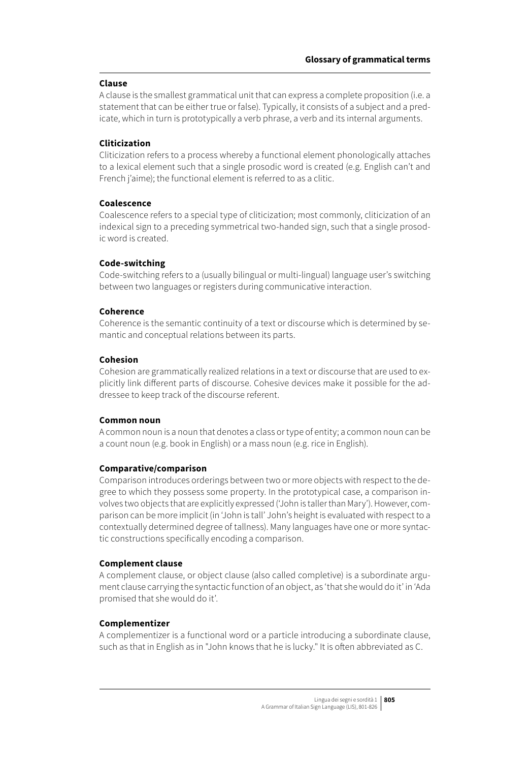### Clause

A clause is the smallest grammatical unit that can express a complete proposition (i.e. a statement that can be either true or false). Typically, it consists of a subject and a predicate, which in turn is prototypically a verb phrase, a verb and its internal arguments.

### Cliticization

Cliticization refers to a process whereby a functional element phonologically attaches to a lexical element such that a single prosodic word is created (e.g. English can't and French j'aime); the functional element is referred to as a clitic.

### Coalescence

Coalescence refers to a special type of cliticization; most commonly, cliticization of an indexical sign to a preceding symmetrical two-handed sign, such that a single prosodic word is created.

### Code-switching

Code-switching refers to a (usually bilingual or multi-lingual) language user's switching between two languages or registers during communicative interaction.

### Coherence

Coherence is the semantic continuity of a text or discourse which is determined by semantic and conceptual relations between its parts.

### Cohesion

Cohesion are grammatically realized relations in a text or discourse that are used to explicitly link different parts of discourse. Cohesive devices make it possible for the addressee to keep track of the discourse referent.

### Common noun

A common noun is a noun that denotes a class or type of entity; a common noun can be a count noun (e.g. book in English) or a mass noun (e.g. rice in English).

### Comparative/comparison

Comparison introduces orderings between two or more objects with respect to the degree to which they possess some property. In the prototypical case, a comparison involves two objects that are explicitly expressed ('John is taller than Mary'). However, comparison can be more implicit (in 'John is tall' John's height is evaluated with respect to a contextually determined degree of tallness). Many languages have one or more syntactic constructions specifically encoding a comparison.

### Complement clause

A complement clause, or object clause (also called completive) is a subordinate argument clause carrying the syntactic function of an object, as 'that she would do it' in 'Ada promised that she would do it'.

### Complementizer

A complementizer is a functional word or a particle introducing a subordinate clause, such as that in English as in "John knows that he is lucky." It is often abbreviated as C.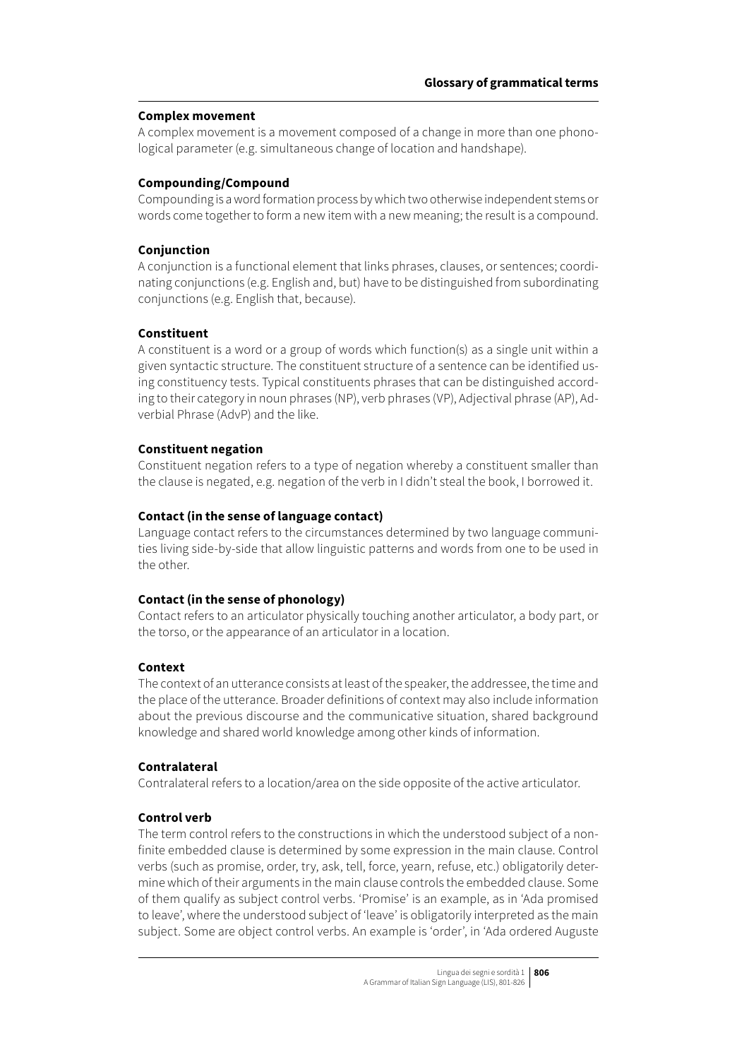### Complex movement

A complex movement is a movement composed of a change in more than one phonological parameter (e.g. simultaneous change of location and handshape).

### Compounding/Compound

Compounding is a word formation process by which two otherwise independent stems or words come together to form a new item with a new meaning; the result is a compound.

### Conjunction

A conjunction is a functional element that links phrases, clauses, or sentences; coordinating conjunctions (e.g. English and, but) have to be distinguished from subordinating conjunctions (e.g. English that, because).

### Constituent

A constituent is a word or a group of words which function(s) as a single unit within a given syntactic structure. The constituent structure of a sentence can be identified using constituency tests. Typical constituents phrases that can be distinguished according to their category in noun phrases (NP), verb phrases (VP), Adjectival phrase (AP), Adverbial Phrase (AdvP) and the like.

### Constituent negation

Constituent negation refers to a type of negation whereby a constituent smaller than the clause is negated, e.g. negation of the verb in I didn't steal the book, I borrowed it.

### Contact (in the sense of language contact)

Language contact refers to the circumstances determined by two language communities living side-by-side that allow linguistic patterns and words from one to be used in the other.

### Contact (in the sense of phonology)

Contact refers to an articulator physically touching another articulator, a body part, or the torso, or the appearance of an articulator in a location.

### Context

The context of an utterance consists at least of the speaker, the addressee, the time and the place of the utterance. Broader definitions of context may also include information about the previous discourse and the communicative situation, shared background knowledge and shared world knowledge among other kinds of information.

### Contralateral

Contralateral refers to a location/area on the side opposite of the active articulator.

### Control verb

The term control refers to the constructions in which the understood subject of a non-finite embedded clause is determined by some expression in the main clause. Control verbs (such as promise, order, try, ask, tell, force, yearn, refuse, etc.) obligatorily determine which of their arguments in the main clause controls the embedded clause. Some of them qualify as subject control verbs. 'Promise' is an example, as in 'Ada promised to leave', where the understood subject of 'leave' is obligatorily interpreted as the main subject. Some are object control verbs. An example is 'order', in 'Ada ordered Auguste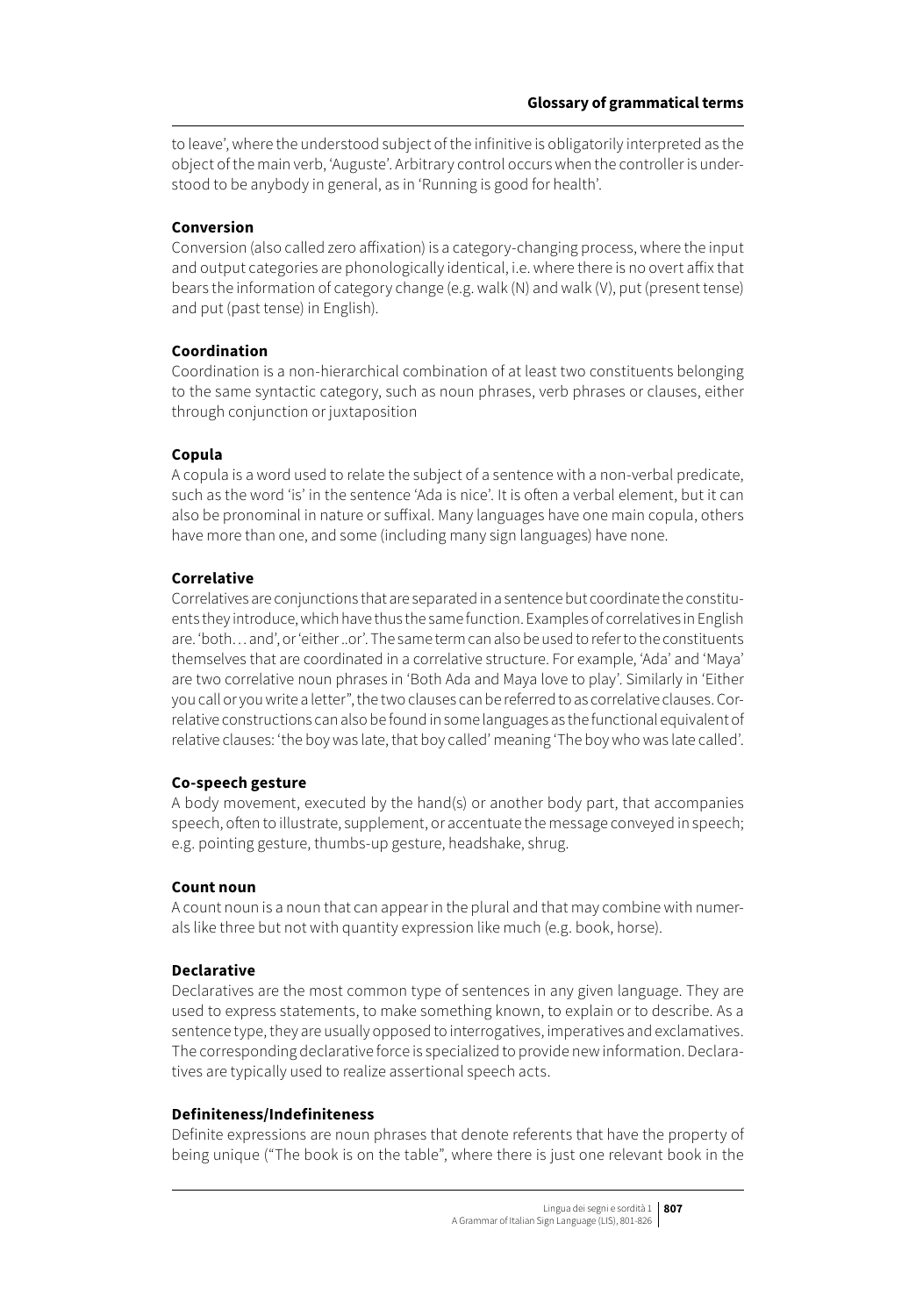to leave', where the understood subject of the infinitive is obligatorily interpreted as the object of the main verb, 'Auguste'. Arbitrary control occurs when the controller is understood to be anybody in general, as in 'Running is good for health'.

### Conversion

Conversion (also called zero affixation) is a category-changing process, where the input and output categories are phonologically identical, i.e. where there is no overt affix that bears the information of category change (e.g. walk (N) and walk (V), put (present tense) and put (past tense) in English).

### Coordination

Coordination is a non-hierarchical combination of at least two constituents belonging to the same syntactic category, such as noun phrases, verb phrases or clauses, either through conjunction or juxtaposition

### Copula

A copula is a word used to relate the subject of a sentence with a non-verbal predicate, such as the word 'is' in the sentence 'Ada is nice'. It is often a verbal element, but it can also be pronominal in nature or suffixal. Many languages have one main copula, others have more than one, and some (including many sign languages) have none.

### Correlative

Correlatives are conjunctions that are separated in a sentence but coordinate the constituents they introduce, which have thus the same function. Examples of correlatives in English are. 'both… and', or 'either ..or'. The same term can also be used to refer to the constituents themselves that are coordinated in a correlative structure. For example, 'Ada' and 'Maya' are two correlative noun phrases in 'Both Ada and Maya love to play'. Similarly in 'Either you call or you write a letter", the two clauses can be referred to as correlative clauses. Correlative constructions can also be found in some languages as the functional equivalent of relative clauses: 'the boy was late, that boy called' meaning 'The boy who was late called'.

### Co-speech gesture

A body movement, executed by the hand(s) or another body part, that accompanies speech, often to illustrate, supplement, or accentuate the message conveyed in speech; e.g. pointing gesture, thumbs-up gesture, headshake, shrug.

### Count noun

A count noun is a noun that can appear in the plural and that may combine with numerals like three but not with quantity expression like much (e.g. book, horse).

### Declarative

Declaratives are the most common type of sentences in any given language. They are used to express statements, to make something known, to explain or to describe. As a sentence type, they are usually opposed to interrogatives, imperatives and exclamatives. The corresponding declarative force is specialized to provide new information. Declaratives are typically used to realize assertional speech acts.

### Definiteness/Indefiniteness

Definite expressions are noun phrases that denote referents that have the property of being unique ("The book is on the table", where there is just one relevant book in the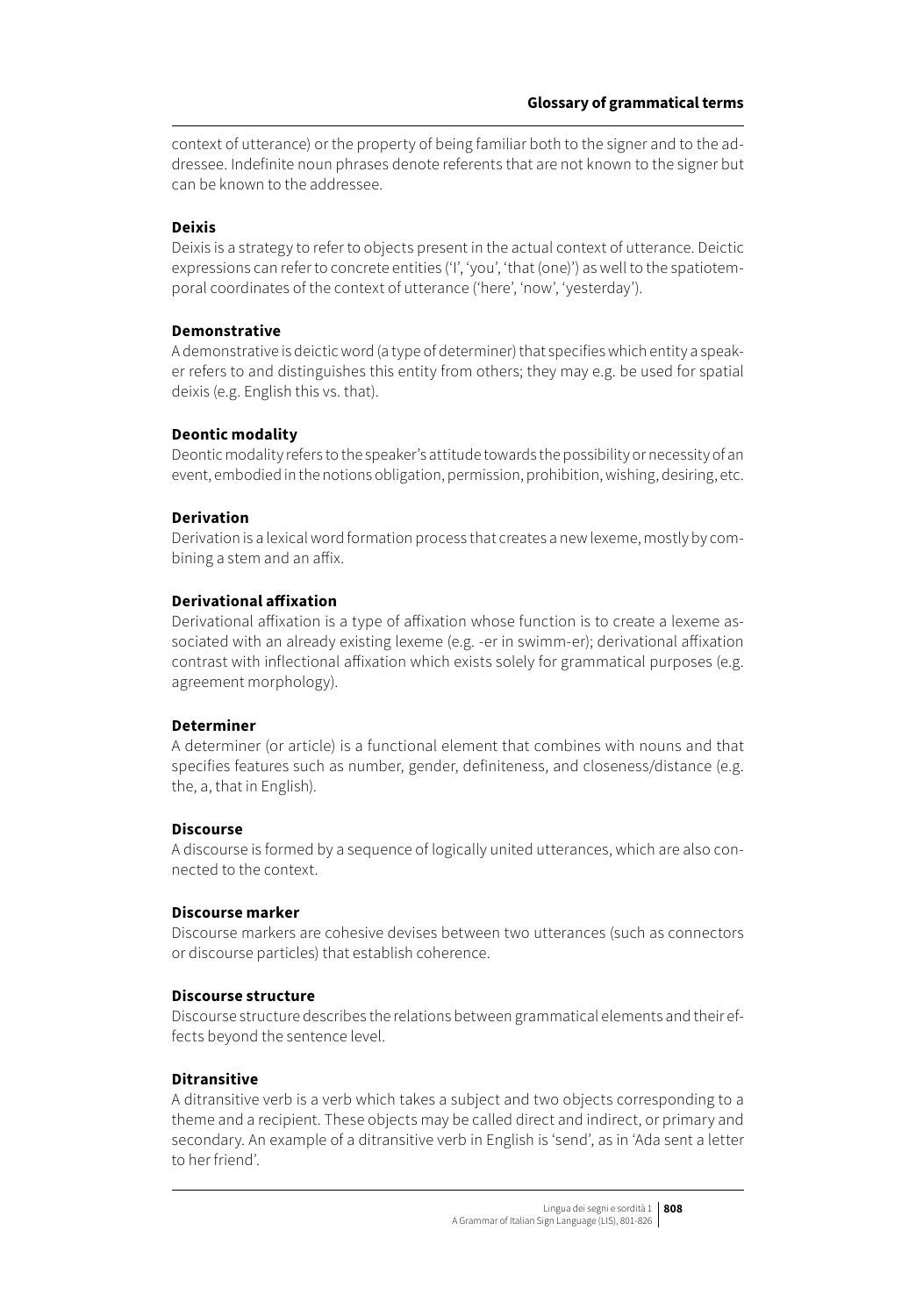context of utterance) or the property of being familiar both to the signer and to the addressee. Indefinite noun phrases denote referents that are not known to the signer but can be known to the addressee.

### Deixis

Deixis is a strategy to refer to objects present in the actual context of utterance. Deictic expressions can refer to concrete entities ('I', 'you', 'that (one)') as well to the spatiotemporal coordinates of the context of utterance ('here', 'now', 'yesterday').

### Demonstrative

A demonstrative is deictic word (a type of determiner) that specifies which entity a speaker refers to and distinguishes this entity from others; they may e.g. be used for spatial deixis (e.g. English this vs. that).

### Deontic modality

Deontic modality refers to the speaker's attitude towards the possibility or necessity of an event, embodied in the notions obligation, permission, prohibition, wishing, desiring, etc.

### Derivation

Derivation is a lexical word formation process that creates a new lexeme, mostly by combining a stem and an affix.

### Derivational affixation

Derivational affixation is a type of affixation whose function is to create a lexeme associated with an already existing lexeme (e.g. -er in swimm-er); derivational affixation contrast with inflectional affixation which exists solely for grammatical purposes (e.g. agreement morphology).

### Determiner

A determiner (or article) is a functional element that combines with nouns and that specifies features such as number, gender, definiteness, and closeness/distance (e.g. the, a, that in English).

### Discourse

A discourse is formed by a sequence of logically united utterances, which are also connected to the context.

### Discourse marker

Discourse markers are cohesive devises between two utterances (such as connectors or discourse particles) that establish coherence.

### Discourse structure

Discourse structure describes the relations between grammatical elements and their effects beyond the sentence level.

### Ditransitive

A ditransitive verb is a verb which takes a subject and two objects corresponding to a theme and a recipient. These objects may be called direct and indirect, or primary and secondary. An example of a ditransitive verb in English is 'send', as in 'Ada sent a letter to her friend'.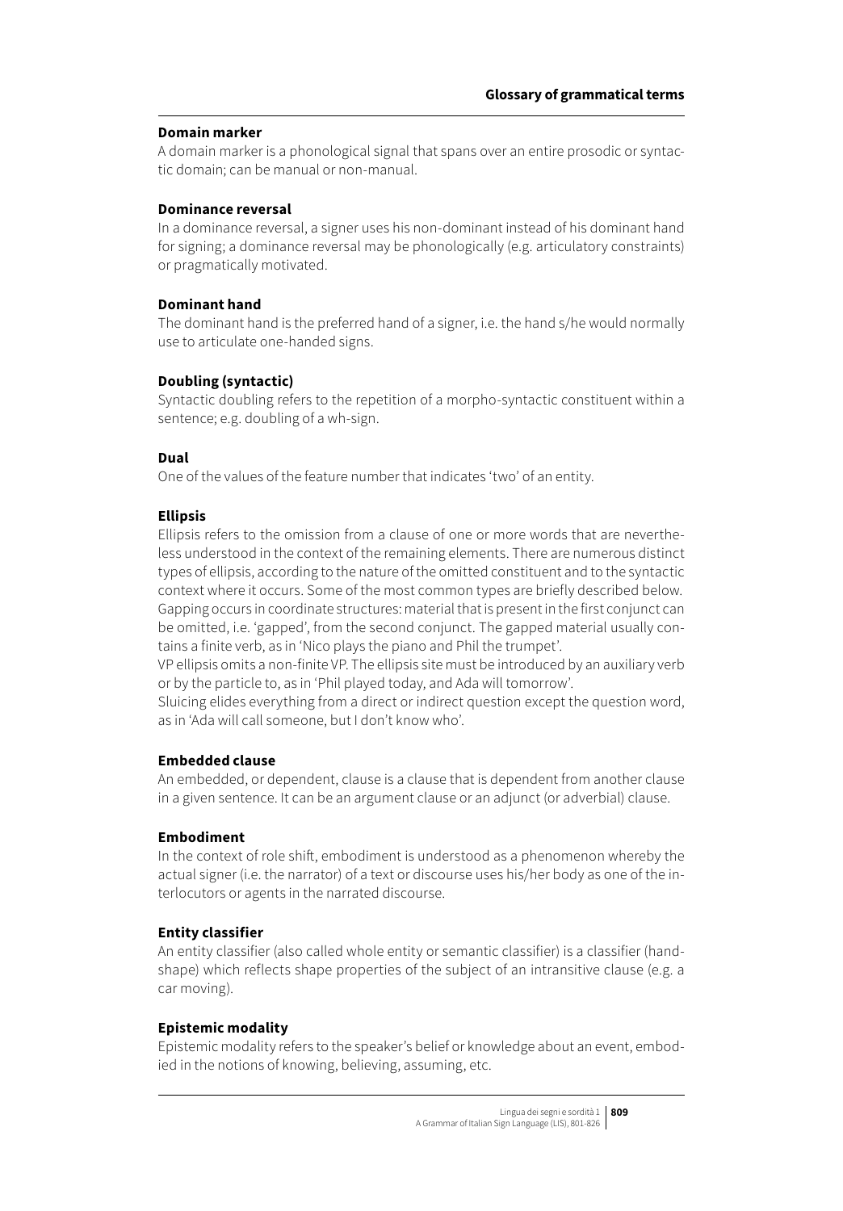### Domain marker

A domain marker is a phonological signal that spans over an entire prosodic or syntactic domain; can be manual or non-manual.

### Dominance reversal

In a dominance reversal, a signer uses his non-dominant instead of his dominant hand for signing; a dominance reversal may be phonologically (e.g. articulatory constraints) or pragmatically motivated.

### Dominant hand

The dominant hand is the preferred hand of a signer, i.e. the hand s/he would normally use to articulate one-handed signs.

### Doubling (syntactic)

Syntactic doubling refers to the repetition of a morpho-syntactic constituent within a sentence; e.g. doubling of a wh-sign.

### Dual

One of the values of the feature number that indicates 'two' of an entity.

### Ellipsis

Ellipsis refers to the omission from a clause of one or more words that are nevertheless understood in the context of the remaining elements. There are numerous distinct types of ellipsis, according to the nature of the omitted constituent and to the syntactic context where it occurs. Some of the most common types are briefly described below.

Gapping occurs in coordinate structures: material that is present in the first conjunct can be omitted, i.e. 'gapped', from the second conjunct. The gapped material usually contains a finite verb, as in 'Nico plays the piano and Phil the trumpet'.

VP ellipsis omits a non-finite VP. The ellipsis site must be introduced by an auxiliary verb or by the particle to, as in 'Phil played today, and Ada will tomorrow'.

Sluicing elides everything from a direct or indirect question except the question word, as in 'Ada will call someone, but I don't know who'.

### Embedded clause

An embedded, or dependent, clause is a clause that is dependent from another clause in a given sentence. It can be an argument clause or an adjunct (or adverbial) clause.

### Embodiment

In the context of role shift, embodiment is understood as a phenomenon whereby the actual signer (i.e. the narrator) of a text or discourse uses his/her body as one of the interlocutors or agents in the narrated discourse.

### Entity classifier

An entity classifier (also called whole entity or semantic classifier) is a classifier (handshape) which reflects shape properties of the subject of an intransitive clause (e.g. a car moving).

### Epistemic modality

Epistemic modality refers to the speaker's belief or knowledge about an event, embodied in the notions of knowing, believing, assuming, etc.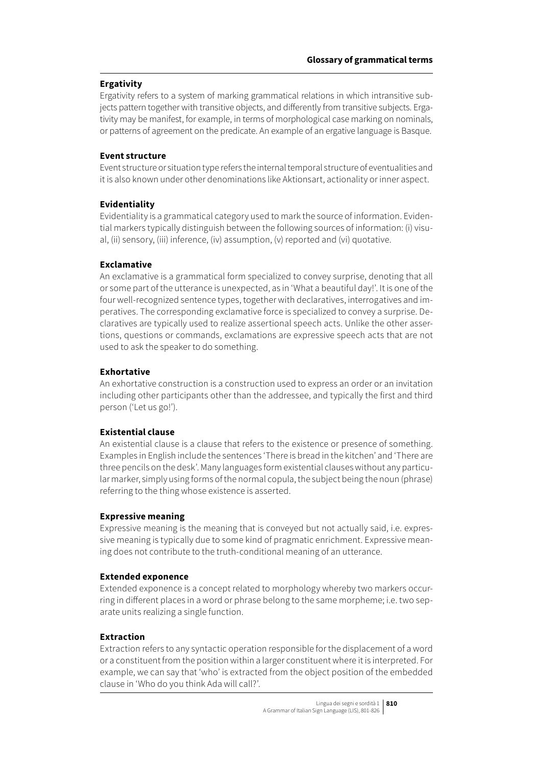### Ergativity

Ergativity refers to a system of marking grammatical relations in which intransitive subjects pattern together with transitive objects, and differently from transitive subjects. Ergativity may be manifest, for example, in terms of morphological case marking on nominals, or patterns of agreement on the predicate. An example of an ergative language is Basque.

### Event structure

Event structure or situation type refers the internal temporal structure of eventualities and it is also known under other denominations like Aktionsart, actionality or inner aspect.

### Evidentiality

Evidentiality is a grammatical category used to mark the source of information. Evidential markers typically distinguish between the following sources of information: (i) visual, (ii) sensory, (iii) inference, (iv) assumption, (v) reported and (vi) quotative.

### Exclamative

An exclamative is a grammatical form specialized to convey surprise, denoting that all or some part of the utterance is unexpected, as in 'What a beautiful day!'. It is one of the four well-recognized sentence types, together with declaratives, interrogatives and imperatives. The corresponding exclamative force is specialized to convey a surprise. Declaratives are typically used to realize assertional speech acts. Unlike the other assertions, questions or commands, exclamations are expressive speech acts that are not used to ask the speaker to do something.

### Exhortative

An exhortative construction is a construction used to express an order or an invitation including other participants other than the addressee, and typically the first and third person ('Let us go!').

### Existential clause

An existential clause is a clause that refers to the existence or presence of something. Examples in English include the sentences 'There is bread in the kitchen' and 'There are three pencils on the desk'. Many languages form existential clauses without any particular marker, simply using forms of the normal copula, the subject being the noun (phrase) referring to the thing whose existence is asserted.

### Expressive meaning

Expressive meaning is the meaning that is conveyed but not actually said, i.e. expressive meaning is typically due to some kind of pragmatic enrichment. Expressive meaning does not contribute to the truth-conditional meaning of an utterance.

### Extended exponence

Extended exponence is a concept related to morphology whereby two markers occurring in different places in a word or phrase belong to the same morpheme; i.e. two separate units realizing a single function.

### Extraction

Extraction refers to any syntactic operation responsible for the displacement of a word or a constituent from the position within a larger constituent where it is interpreted. For example, we can say that 'who' is extracted from the object position of the embedded clause in 'Who do you think Ada will call?'.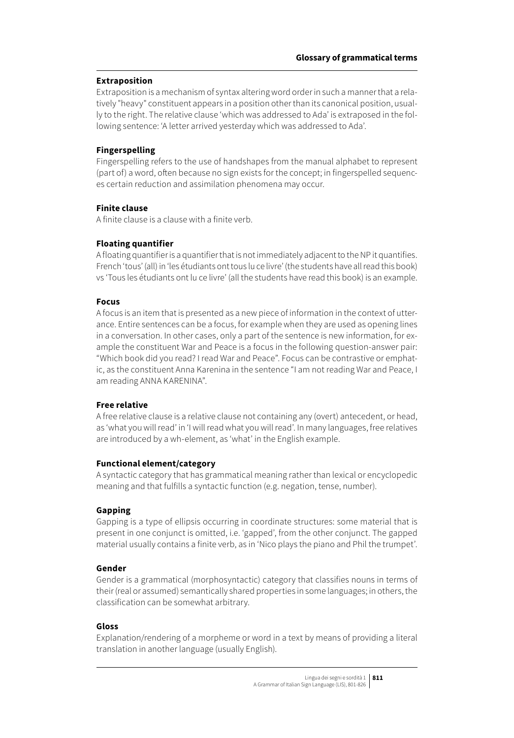**Extraposition**

Extraposition is a mechanism of syntax altering word order in such a manner that a relatively "heavy" constituent appears in a position other than its canonical position, usually to the right. The relative clause 'which was addressed to Ada' is extraposed in the following sentence: 'A letter arrived yesterday which was addressed to Ada'.

**Fingerspelling**

Fingerspelling refers to the use of handshapes from the manual alphabet to represent (part of) a word, often because no sign exists for the concept; in fingerspelled sequences certain reduction and assimilation phenomena may occur.

**Finite clause**

A finite clause is a clause with a finite verb.

**Floating quantifier**

A floating quantifier is a quantifier that is not immediately adjacent to the NP it quantifies. French 'tous' (all) in 'les étudiants ont tous lu ce livre' (the students have all read this book) vs 'Tous les étudiants ont lu ce livre' (all the students have read this book) is an example.

**Focus**

A focus is an item that is presented as a new piece of information in the context of utterance. Entire sentences can be a focus, for example when they are used as opening lines in a conversation. In other cases, only a part of the sentence is new information, for example the constituent War and Peace is a focus in the following question-answer pair: "Which book did you read? I read War and Peace". Focus can be contrastive or emphatic, as the constituent Anna Karenina in the sentence "I am not reading War and Peace, I am reading ANNA KARENINA".

**Free relative**

A free relative clause is a relative clause not containing any (overt) antecedent, or head, as 'what you will read' in 'I will read what you will read'. In many languages, free relatives are introduced by a wh-element, as 'what' in the English example.

**Functional element/category**

A syntactic category that has grammatical meaning rather than lexical or encyclopedic meaning and that fulfills a syntactic function (e.g. negation, tense, number).

**Gapping**

Gapping is a type of ellipsis occurring in coordinate structures: some material that is present in one conjunct is omitted, i.e. 'gapped', from the other conjunct. The gapped material usually contains a finite verb, as in 'Nico plays the piano and Phil the trumpet'.

**Gender**

Gender is a grammatical (morphosyntactic) category that classifies nouns in terms of their (real or assumed) semantically shared properties in some languages; in others, the classification can be somewhat arbitrary.

**Gloss**

Explanation/rendering of a morpheme or word in a text by means of providing a literal translation in another language (usually English).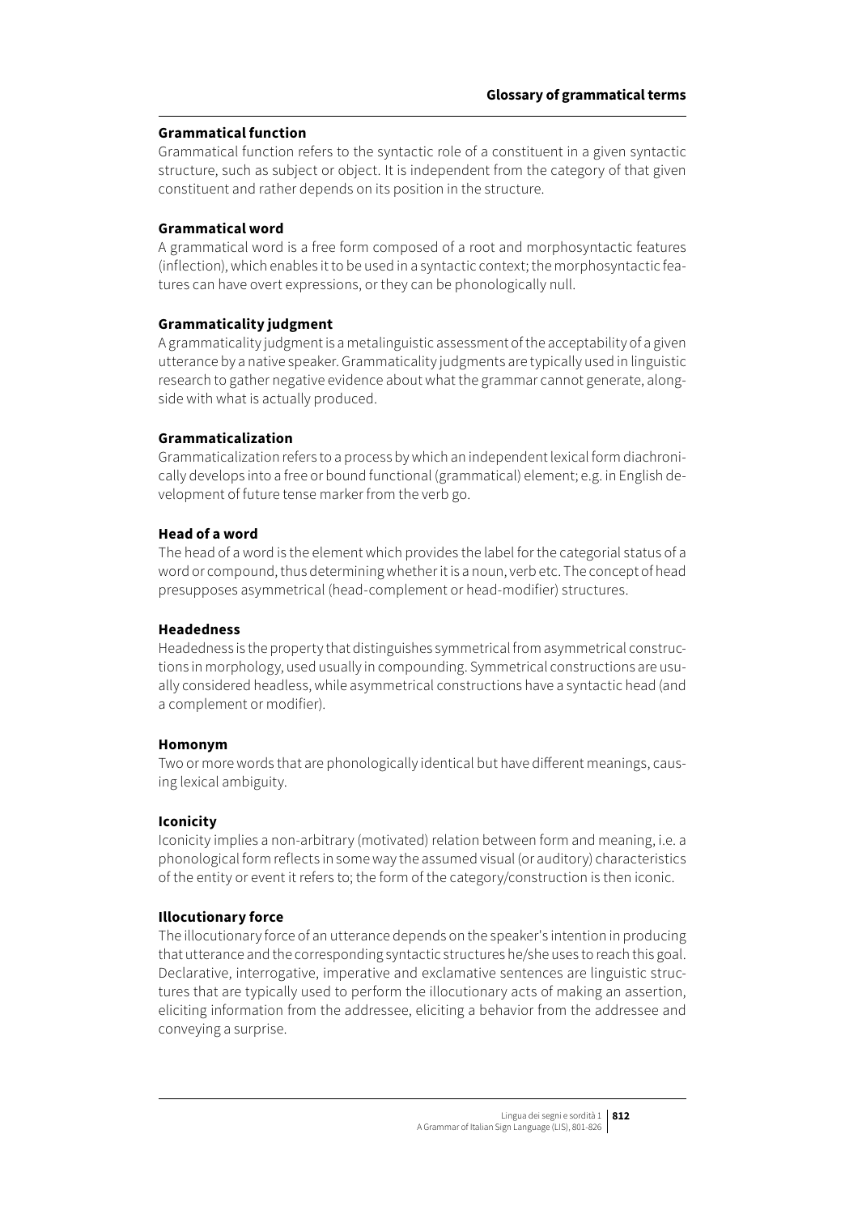### Grammatical function

Grammatical function refers to the syntactic role of a constituent in a given syntactic structure, such as subject or object. It is independent from the category of that given constituent and rather depends on its position in the structure.

### Grammatical word

A grammatical word is a free form composed of a root and morphosyntactic features (inflection), which enables it to be used in a syntactic context; the morphosyntactic features can have overt expressions, or they can be phonologically null.

### Grammaticality judgment

A grammaticality judgment is a metalinguistic assessment of the acceptability of a given utterance by a native speaker. Grammaticality judgments are typically used in linguistic research to gather negative evidence about what the grammar cannot generate, alongside with what is actually produced.

### Grammaticalization

Grammaticalization refers to a process by which an independent lexical form diachronically develops into a free or bound functional (grammatical) element; e.g. in English development of future tense marker from the verb go.

### Head of a word

The head of a word is the element which provides the label for the categorial status of a word or compound, thus determining whether it is a noun, verb etc. The concept of head presupposes asymmetrical (head-complement or head-modifier) structures.

### Headedness

Headedness is the property that distinguishes symmetrical from asymmetrical constructions in morphology, used usually in compounding. Symmetrical constructions are usually considered headless, while asymmetrical constructions have a syntactic head (and a complement or modifier).

### Homonym

Two or more words that are phonologically identical but have different meanings, causing lexical ambiguity.

### Iconicity

Iconicity implies a non-arbitrary (motivated) relation between form and meaning, i.e. a phonological form reflects in some way the assumed visual (or auditory) characteristics of the entity or event it refers to; the form of the category/construction is then iconic.

### Illocutionary force

The illocutionary force of an utterance depends on the speaker's intention in producing that utterance and the corresponding syntactic structures he/she uses to reach this goal. Declarative, interrogative, imperative and exclamative sentences are linguistic structures that are typically used to perform the illocutionary acts of making an assertion, eliciting information from the addressee, eliciting a behavior from the addressee and conveying a surprise.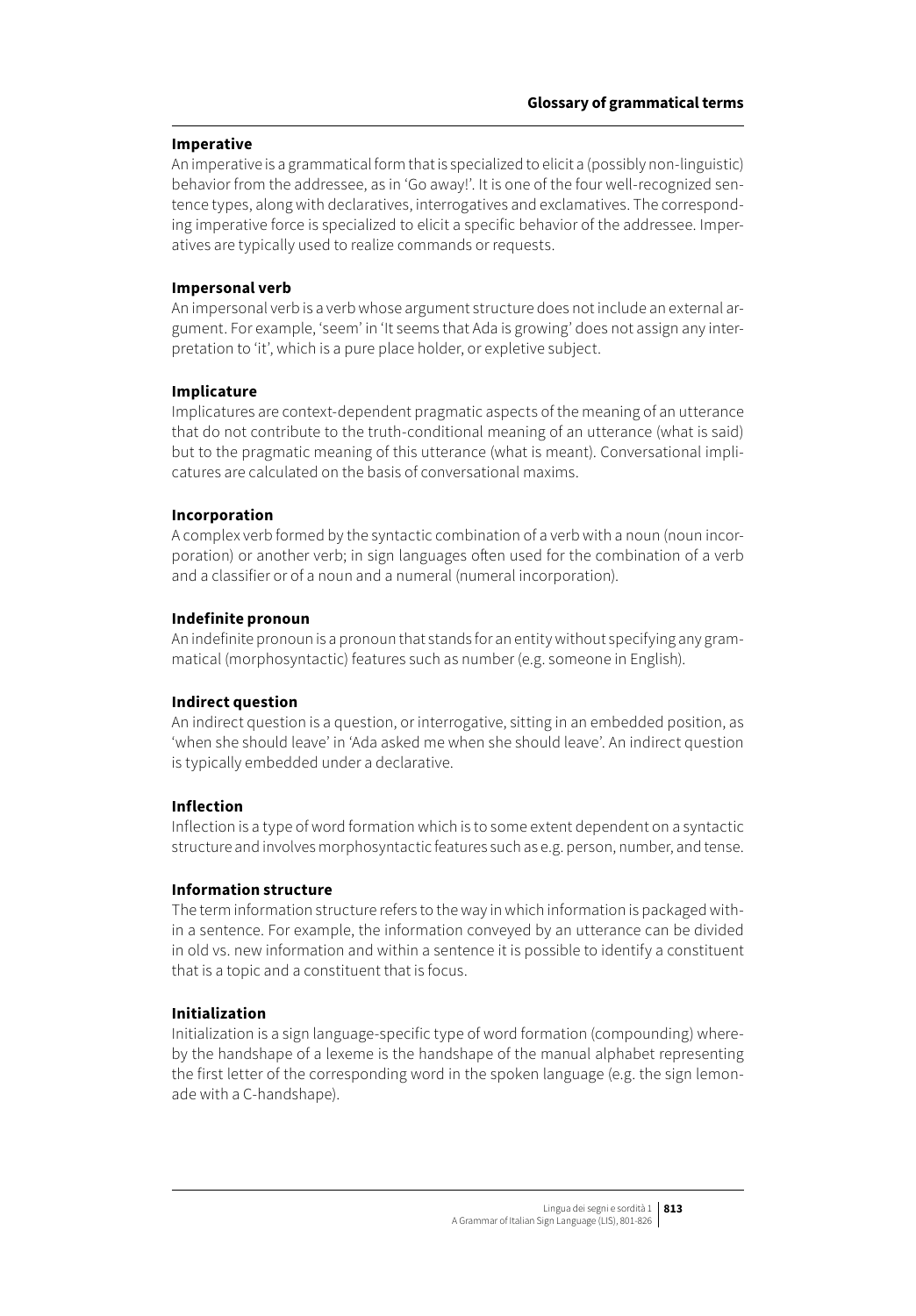### Imperative

An imperative is a grammatical form that is specialized to elicit a (possibly non-linguistic) behavior from the addressee, as in 'Go away!'. It is one of the four well-recognized sentence types, along with declaratives, interrogatives and exclamatives. The corresponding imperative force is specialized to elicit a specific behavior of the addressee. Imperatives are typically used to realize commands or requests.

### Impersonal verb

An impersonal verb is a verb whose argument structure does not include an external argument. For example, 'seem' in 'It seems that Ada is growing' does not assign any interpretation to 'it', which is a pure place holder, or expletive subject.

### Implicature

Implicatures are context-dependent pragmatic aspects of the meaning of an utterance that do not contribute to the truth-conditional meaning of an utterance (what is said) but to the pragmatic meaning of this utterance (what is meant). Conversational implicatures are calculated on the basis of conversational maxims.

### Incorporation

A complex verb formed by the syntactic combination of a verb with a noun (noun incorporation) or another verb; in sign languages often used for the combination of a verb and a classifier or of a noun and a numeral (numeral incorporation).

### Indefinite pronoun

An indefinite pronoun is a pronoun that stands for an entity without specifying any grammatical (morphosyntactic) features such as number (e.g. someone in English).

### Indirect question

An indirect question is a question, or interrogative, sitting in an embedded position, as 'when she should leave' in 'Ada asked me when she should leave'. An indirect question is typically embedded under a declarative.

### Inflection

Inflection is a type of word formation which is to some extent dependent on a syntactic structure and involves morphosyntactic features such as e.g. person, number, and tense.

### Information structure

The term information structure refers to the way in which information is packaged within a sentence. For example, the information conveyed by an utterance can be divided in old vs. new information and within a sentence it is possible to identify a constituent that is a topic and a constituent that is focus.

### Initialization

Initialization is a sign language-specific type of word formation (compounding) whereby the handshape of a lexeme is the handshape of the manual alphabet representing the first letter of the corresponding word in the spoken language (e.g. the sign lemonade with a C-handshape).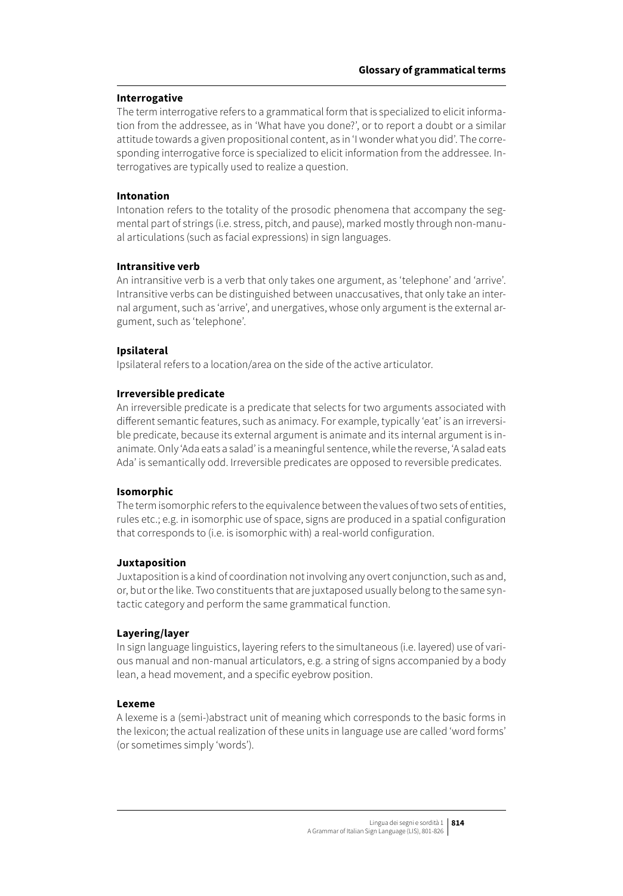#### Interrogative

The term interrogative refers to a grammatical form that is specialized to elicit information from the addressee, as in 'What have you done?', or to report a doubt or a similar attitude towards a given propositional content, as in 'I wonder what you did'. The corresponding interrogative force is specialized to elicit information from the addressee. Interrogatives are typically used to realize a question.

#### Intonation

Intonation refers to the totality of the prosodic phenomena that accompany the segmental part of strings (i.e. stress, pitch, and pause), marked mostly through non-manual articulations (such as facial expressions) in sign languages.

#### Intransitive verb

An intransitive verb is a verb that only takes one argument, as 'telephone' and 'arrive'. Intransitive verbs can be distinguished between unaccusatives, that only take an internal argument, such as 'arrive', and unergatives, whose only argument is the external argument, such as 'telephone'.

#### Ipsilateral

Ipsilateral refers to a location/area on the side of the active articulator.

#### Irreversible predicate

An irreversible predicate is a predicate that selects for two arguments associated with different semantic features, such as animacy. For example, typically 'eat' is an irreversible predicate, because its external argument is animate and its internal argument is inanimate. Only 'Ada eats a salad' is a meaningful sentence, while the reverse, 'A salad eats Ada' is semantically odd. Irreversible predicates are opposed to reversible predicates.

#### Isomorphic

The term isomorphic refers to the equivalence between the values of two sets of entities, rules etc.; e.g. in isomorphic use of space, signs are produced in a spatial configuration that corresponds to (i.e. is isomorphic with) a real-world configuration.

#### Juxtaposition

Juxtaposition is a kind of coordination not involving any overt conjunction, such as and, or, but or the like. Two constituents that are juxtaposed usually belong to the same syntactic category and perform the same grammatical function.

#### Layering/layer

In sign language linguistics, layering refers to the simultaneous (i.e. layered) use of various manual and non-manual articulators, e.g. a string of signs accompanied by a body lean, a head movement, and a specific eyebrow position.

#### Lexeme

A lexeme is a (semi-)abstract unit of meaning which corresponds to the basic forms in the lexicon; the actual realization of these units in language use are called 'word forms' (or sometimes simply 'words').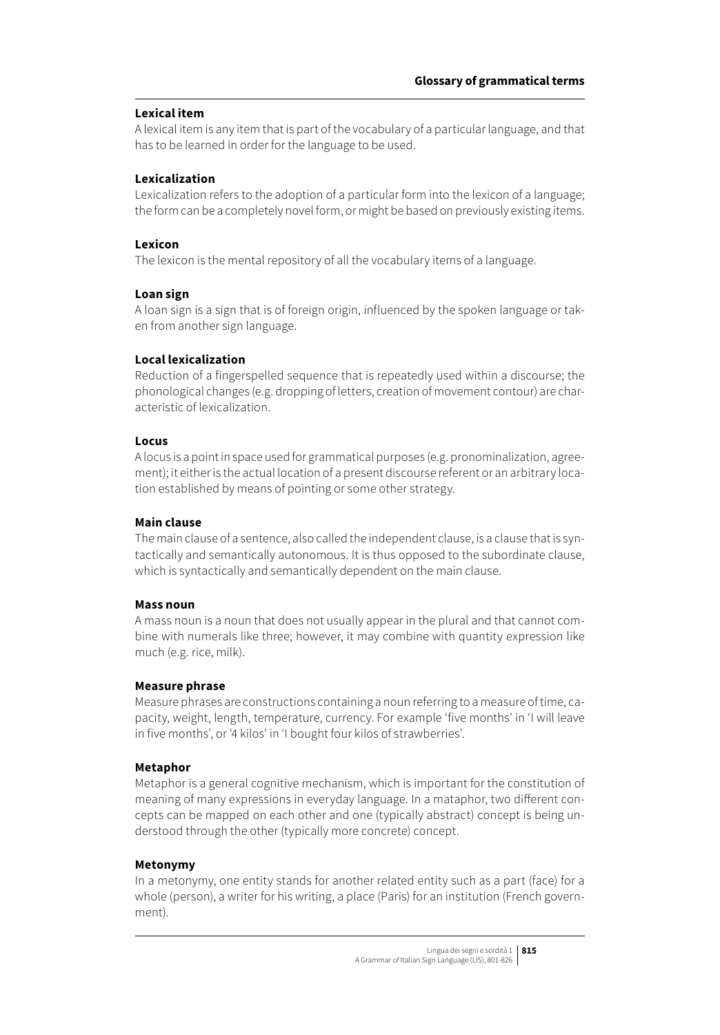**Lexical item**

A lexical item is any item that is part of the vocabulary of a particular language, and that has to be learned in order for the language to be used.

**Lexicalization**

Lexicalization refers to the adoption of a particular form into the lexicon of a language; the form can be a completely novel form, or might be based on previously existing items.

**Lexicon**

The lexicon is the mental repository of all the vocabulary items of a language.

**Loan sign**

A loan sign is a sign that is of foreign origin, influenced by the spoken language or taken from another sign language.

**Local lexicalization**

Reduction of a fingerspelled sequence that is repeatedly used within a discourse; the phonological changes (e.g. dropping of letters, creation of movement contour) are characteristic of lexicalization.

**Locus**

A locus is a point in space used for grammatical purposes (e.g. pronominalization, agreement); it either is the actual location of a present discourse referent or an arbitrary location established by means of pointing or some other strategy.

**Main clause**

The main clause of a sentence, also called the independent clause, is a clause that is syntactically and semantically autonomous. It is thus opposed to the subordinate clause, which is syntactically and semantically dependent on the main clause.

**Mass noun**

A mass noun is a noun that does not usually appear in the plural and that cannot combine with numerals like three; however, it may combine with quantity expression like much (e.g. rice, milk).

**Measure phrase**

Measure phrases are constructions containing a noun referring to a measure of time, capacity, weight, length, temperature, currency. For example 'five months' in 'I will leave in five months', or '4 kilos' in 'I bought four kilos of strawberries'.

**Metaphor**

Metaphor is a general cognitive mechanism, which is important for the constitution of meaning of many expressions in everyday language. In a mataphor, two different concepts can be mapped on each other and one (typically abstract) concept is being understood through the other (typically more concrete) concept.

**Metonymy**

In a metonymy, one entity stands for another related entity such as a part (face) for a whole (person), a writer for his writing, a place (Paris) for an institution (French government).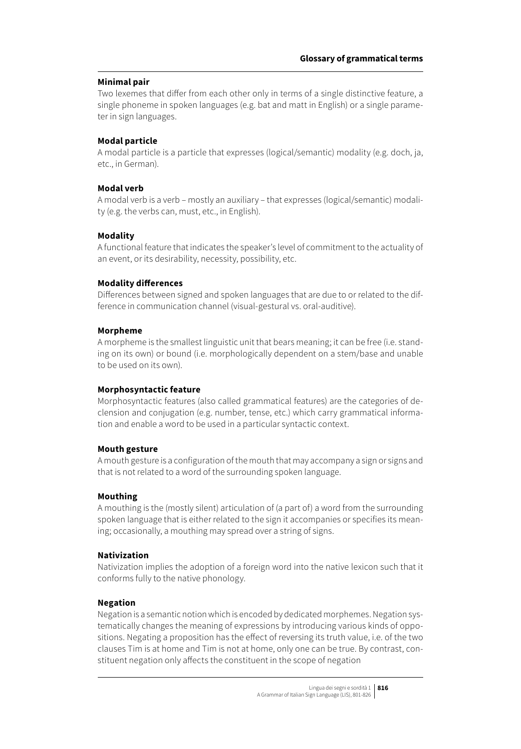**Minimal pair**

Two lexemes that differ from each other only in terms of a single distinctive feature, a single phoneme in spoken languages (e.g. bat and matt in English) or a single parameter in sign languages.

**Modal particle**

A modal particle is a particle that expresses (logical/semantic) modality (e.g. doch, ja, etc., in German).

**Modal verb**

A modal verb is a verb – mostly an auxiliary – that expresses (logical/semantic) modality (e.g. the verbs can, must, etc., in English).

**Modality**

A functional feature that indicates the speaker's level of commitment to the actuality of an event, or its desirability, necessity, possibility, etc.

**Modality differences**

Differences between signed and spoken languages that are due to or related to the difference in communication channel (visual-gestural vs. oral-auditive).

**Morpheme**

A morpheme is the smallest linguistic unit that bears meaning; it can be free (i.e. standing on its own) or bound (i.e. morphologically dependent on a stem/base and unable to be used on its own).

**Morphosyntactic feature**

Morphosyntactic features (also called grammatical features) are the categories of declension and conjugation (e.g. number, tense, etc.) which carry grammatical information and enable a word to be used in a particular syntactic context.

**Mouth gesture**

A mouth gesture is a configuration of the mouth that may accompany a sign or signs and that is not related to a word of the surrounding spoken language.

**Mouthing**

A mouthing is the (mostly silent) articulation of (a part of) a word from the surrounding spoken language that is either related to the sign it accompanies or specifies its meaning; occasionally, a mouthing may spread over a string of signs.

**Nativization**

Nativization implies the adoption of a foreign word into the native lexicon such that it conforms fully to the native phonology.

**Negation**

Negation is a semantic notion which is encoded by dedicated morphemes. Negation systematically changes the meaning of expressions by introducing various kinds of oppositions. Negating a proposition has the effect of reversing its truth value, i.e. of the two clauses Tim is at home and Tim is not at home, only one can be true. By contrast, constituent negation only affects the constituent in the scope of negation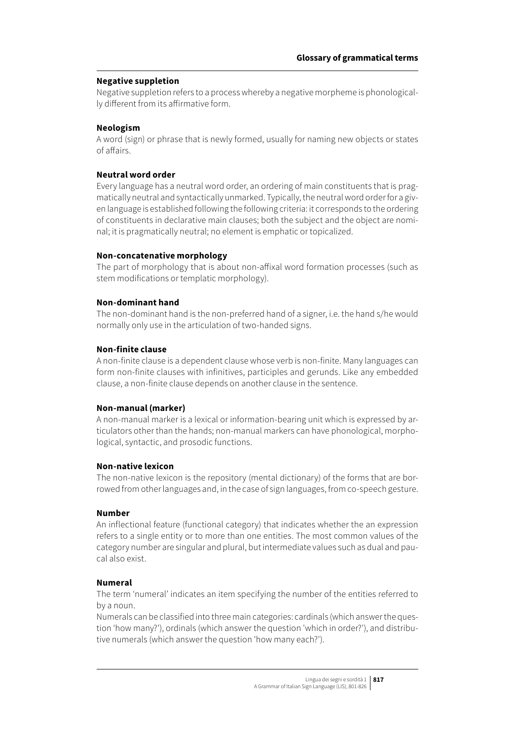### Negative suppletion

Negative suppletion refers to a process whereby a negative morpheme is phonologically different from its affirmative form.

### Neologism

A word (sign) or phrase that is newly formed, usually for naming new objects or states of affairs.

### Neutral word order

Every language has a neutral word order, an ordering of main constituents that is pragmatically neutral and syntactically unmarked. Typically, the neutral word order for a given language is established following the following criteria: it corresponds to the ordering of constituents in declarative main clauses; both the subject and the object are nominal; it is pragmatically neutral; no element is emphatic or topicalized.

### Non-concatenative morphology

The part of morphology that is about non-affixal word formation processes (such as stem modifications or templatic morphology).

### Non-dominant hand

The non-dominant hand is the non-preferred hand of a signer, i.e. the hand s/he would normally only use in the articulation of two-handed signs.

### Non-finite clause

A non-finite clause is a dependent clause whose verb is non-finite. Many languages can form non-finite clauses with infinitives, participles and gerunds. Like any embedded clause, a non-finite clause depends on another clause in the sentence.

### Non-manual (marker)

A non-manual marker is a lexical or information-bearing unit which is expressed by articulators other than the hands; non-manual markers can have phonological, morphological, syntactic, and prosodic functions.

### Non-native lexicon

The non-native lexicon is the repository (mental dictionary) of the forms that are borrowed from other languages and, in the case of sign languages, from co-speech gesture.

### Number

An inflectional feature (functional category) that indicates whether the an expression refers to a single entity or to more than one entities. The most common values of the category number are singular and plural, but intermediate values such as dual and paucal also exist.

### Numeral

The term 'numeral' indicates an item specifying the number of the entities referred to by a noun.

Numerals can be classified into three main categories: cardinals (which answer the question 'how many?'), ordinals (which answer the question 'which in order?'), and distributive numerals (which answer the question 'how many each?').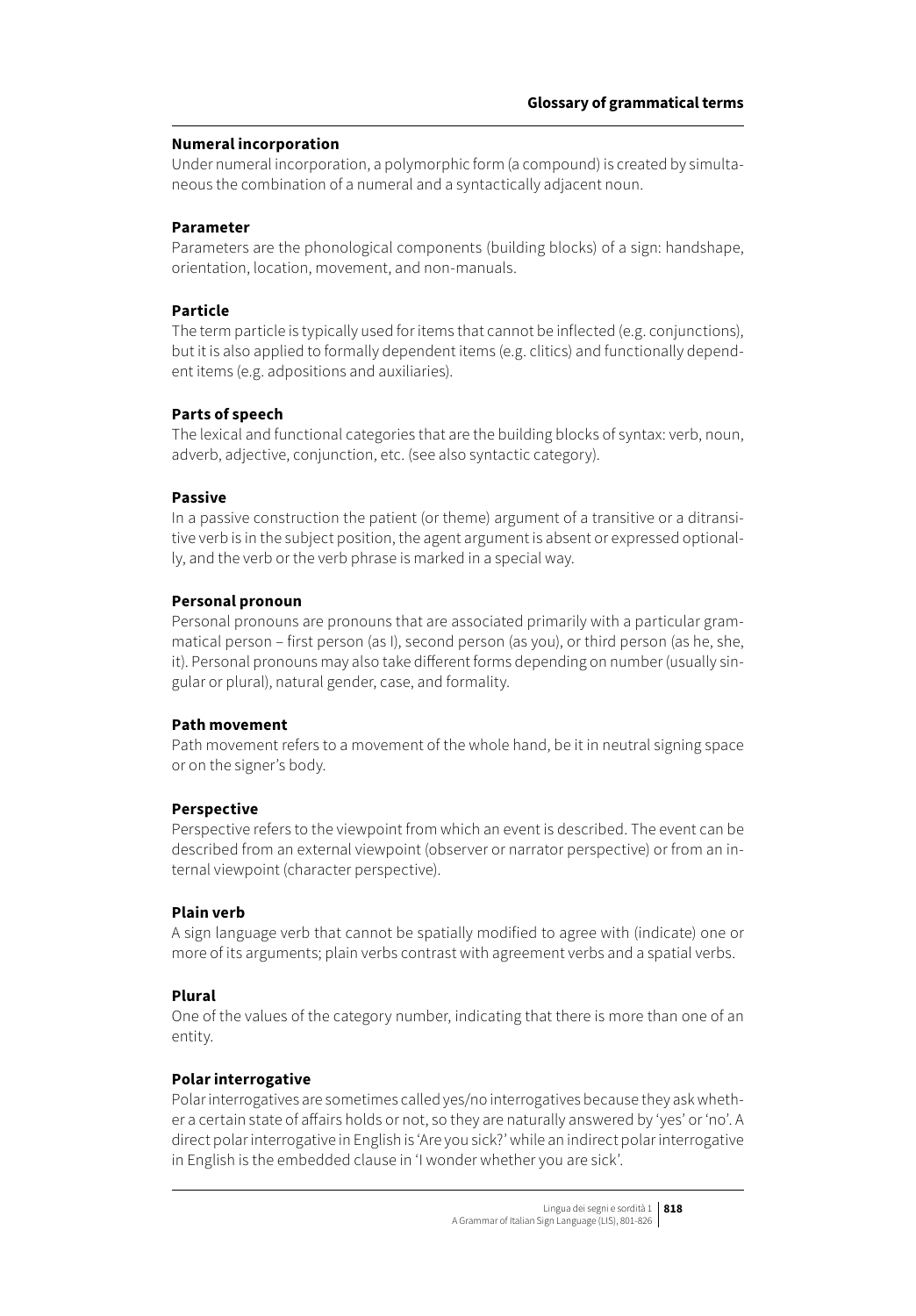### Numeral incorporation

Under numeral incorporation, a polymorphic form (a compound) is created by simultaneous the combination of a numeral and a syntactically adjacent noun.

### Parameter

Parameters are the phonological components (building blocks) of a sign: handshape, orientation, location, movement, and non-manuals.

### Particle

The term particle is typically used for items that cannot be inflected (e.g. conjunctions), but it is also applied to formally dependent items (e.g. clitics) and functionally dependent items (e.g. adpositions and auxiliaries).

### Parts of speech

The lexical and functional categories that are the building blocks of syntax: verb, noun, adverb, adjective, conjunction, etc. (see also syntactic category).

### Passive

In a passive construction the patient (or theme) argument of a transitive or a ditransitive verb is in the subject position, the agent argument is absent or expressed optionally, and the verb or the verb phrase is marked in a special way.

### Personal pronoun

Personal pronouns are pronouns that are associated primarily with a particular grammatical person – first person (as I), second person (as you), or third person (as he, she, it). Personal pronouns may also take different forms depending on number (usually singular or plural), natural gender, case, and formality.

### Path movement

Path movement refers to a movement of the whole hand, be it in neutral signing space or on the signer's body.

### Perspective

Perspective refers to the viewpoint from which an event is described. The event can be described from an external viewpoint (observer or narrator perspective) or from an internal viewpoint (character perspective).

### Plain verb

A sign language verb that cannot be spatially modified to agree with (indicate) one or more of its arguments; plain verbs contrast with agreement verbs and a spatial verbs.

### Plural

One of the values of the category number, indicating that there is more than one of an entity.

### Polar interrogative

Polar interrogatives are sometimes called yes/no interrogatives because they ask whether a certain state of affairs holds or not, so they are naturally answered by 'yes' or 'no'. A direct polar interrogative in English is 'Are you sick?' while an indirect polar interrogative in English is the embedded clause in 'I wonder whether you are sick'.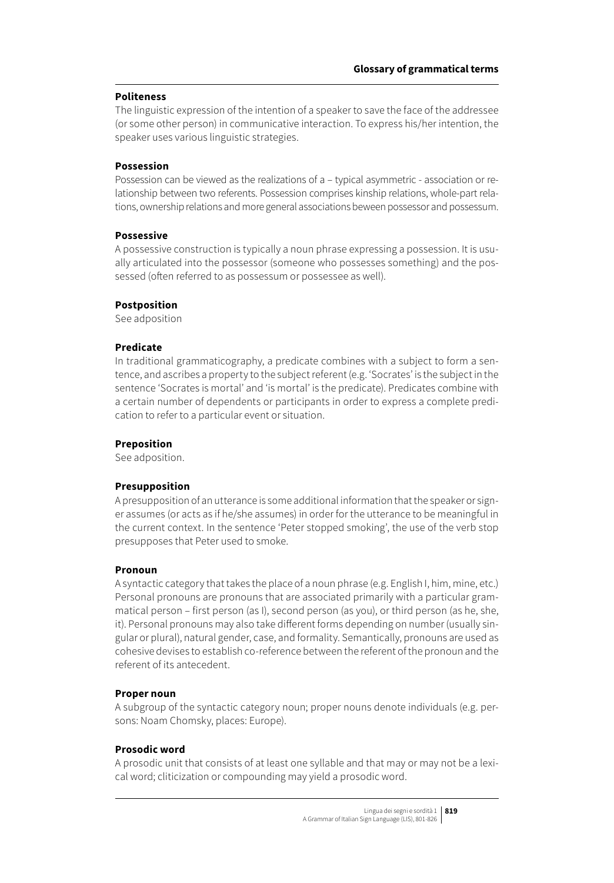### Politeness

The linguistic expression of the intention of a speaker to save the face of the addressee (or some other person) in communicative interaction. To express his/her intention, the speaker uses various linguistic strategies.

### Possession

Possession can be viewed as the realizations of a – typical asymmetric - association or relationship between two referents. Possession comprises kinship relations, whole-part relations, ownership relations and more general associations beween possessor and possessum.

### Possessive

A possessive construction is typically a noun phrase expressing a possession. It is usually articulated into the possessor (someone who possesses something) and the possessed (often referred to as possessum or possessee as well).

### Postposition

See adposition

### Predicate

In traditional grammaticography, a predicate combines with a subject to form a sentence, and ascribes a property to the subject referent (e.g. 'Socrates' is the subject in the sentence 'Socrates is mortal' and 'is mortal' is the predicate). Predicates combine with a certain number of dependents or participants in order to express a complete predication to refer to a particular event or situation.

### Preposition

See adposition.

### Presupposition

A presupposition of an utterance is some additional information that the speaker or signer assumes (or acts as if he/she assumes) in order for the utterance to be meaningful in the current context. In the sentence 'Peter stopped smoking', the use of the verb stop presupposes that Peter used to smoke.

### Pronoun

A syntactic category that takes the place of a noun phrase (e.g. English I, him, mine, etc.) Personal pronouns are pronouns that are associated primarily with a particular grammatical person – first person (as I), second person (as you), or third person (as he, she, it). Personal pronouns may also take different forms depending on number (usually singular or plural), natural gender, case, and formality. Semantically, pronouns are used as cohesive devises to establish co-reference between the referent of the pronoun and the referent of its antecedent.

### Proper noun

A subgroup of the syntactic category noun; proper nouns denote individuals (e.g. persons: Noam Chomsky, places: Europe).

### Prosodic word

A prosodic unit that consists of at least one syllable and that may or may not be a lexical word; cliticization or compounding may yield a prosodic word.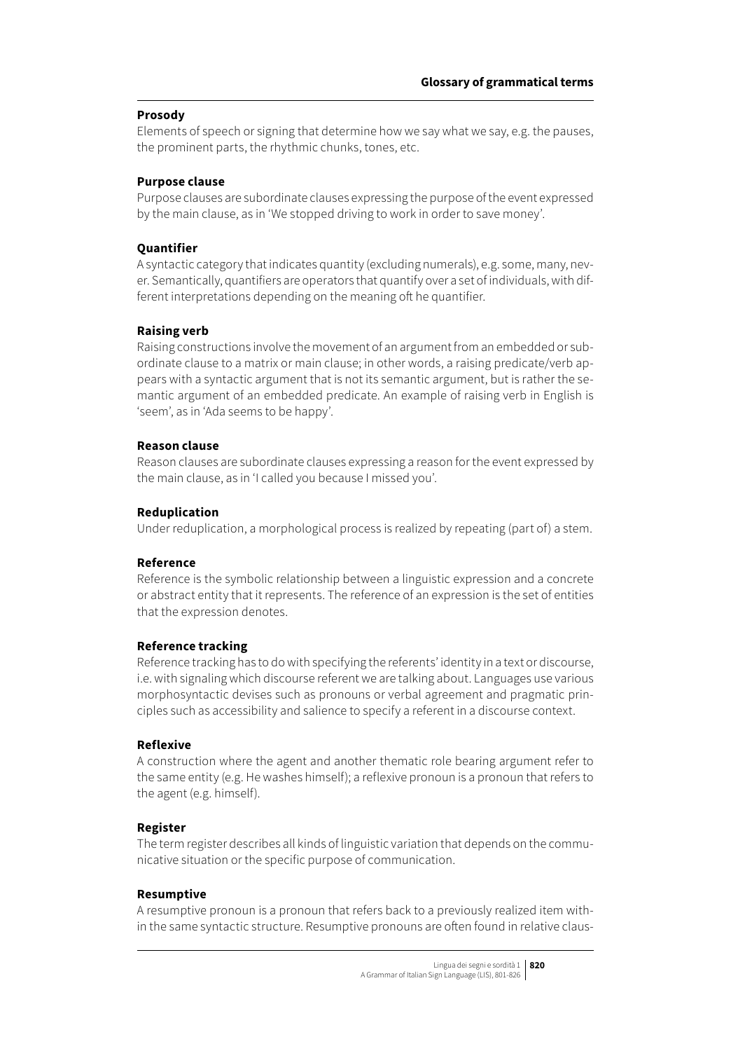**Prosody**

Elements of speech or signing that determine how we say what we say, e.g. the pauses, the prominent parts, the rhythmic chunks, tones, etc.

**Purpose clause**

Purpose clauses are subordinate clauses expressing the purpose of the event expressed by the main clause, as in 'We stopped driving to work in order to save money'.

**Quantifier**

A syntactic category that indicates quantity (excluding numerals), e.g. some, many, never. Semantically, quantifiers are operators that quantify over a set of individuals, with different interpretations depending on the meaning oft he quantifier.

**Raising verb**

Raising constructions involve the movement of an argument from an embedded or subordinate clause to a matrix or main clause; in other words, a raising predicate/verb appears with a syntactic argument that is not its semantic argument, but is rather the semantic argument of an embedded predicate. An example of raising verb in English is 'seem', as in 'Ada seems to be happy'.

**Reason clause**

Reason clauses are subordinate clauses expressing a reason for the event expressed by the main clause, as in 'I called you because I missed you'.

**Reduplication**

Under reduplication, a morphological process is realized by repeating (part of) a stem.

**Reference**

Reference is the symbolic relationship between a linguistic expression and a concrete or abstract entity that it represents. The reference of an expression is the set of entities that the expression denotes.

**Reference tracking**

Reference tracking has to do with specifying the referents' identity in a text or discourse, i.e. with signaling which discourse referent we are talking about. Languages use various morphosyntactic devises such as pronouns or verbal agreement and pragmatic principles such as accessibility and salience to specify a referent in a discourse context.

**Reflexive**

A construction where the agent and another thematic role bearing argument refer to the same entity (e.g. He washes himself); a reflexive pronoun is a pronoun that refers to the agent (e.g. himself).

**Register**

The term register describes all kinds of linguistic variation that depends on the communicative situation or the specific purpose of communication.

**Resumptive**

A resumptive pronoun is a pronoun that refers back to a previously realized item within the same syntactic structure. Resumptive pronouns are often found in relative claus-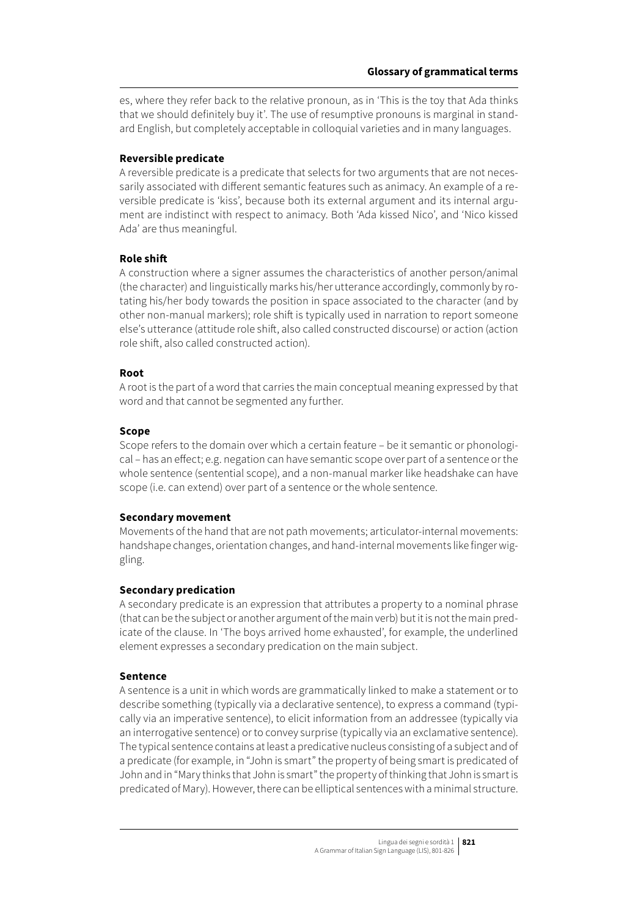es, where they refer back to the relative pronoun, as in 'This is the toy that Ada thinks that we should definitely buy it'. The use of resumptive pronouns is marginal in standard English, but completely acceptable in colloquial varieties and in many languages.

**Reversible predicate**

A reversible predicate is a predicate that selects for two arguments that are not necessarily associated with different semantic features such as animacy. An example of a reversible predicate is 'kiss', because both its external argument and its internal argument are indistinct with respect to animacy. Both 'Ada kissed Nico', and 'Nico kissed Ada' are thus meaningful.

**Role shift**

A construction where a signer assumes the characteristics of another person/animal (the character) and linguistically marks his/her utterance accordingly, commonly by rotating his/her body towards the position in space associated to the character (and by other non-manual markers); role shift is typically used in narration to report someone else's utterance (attitude role shift, also called constructed discourse) or action (action role shift, also called constructed action).

**Root**

A root is the part of a word that carries the main conceptual meaning expressed by that word and that cannot be segmented any further.

**Scope**

Scope refers to the domain over which a certain feature – be it semantic or phonological – has an effect; e.g. negation can have semantic scope over part of a sentence or the whole sentence (sentential scope), and a non-manual marker like headshake can have scope (i.e. can extend) over part of a sentence or the whole sentence.

**Secondary movement**

Movements of the hand that are not path movements; articulator-internal movements: handshape changes, orientation changes, and hand-internal movements like finger wiggling.

**Secondary predication**

A secondary predicate is an expression that attributes a property to a nominal phrase (that can be the subject or another argument of the main verb) but it is not the main predicate of the clause. In 'The boys arrived home exhausted', for example, the underlined element expresses a secondary predication on the main subject.

**Sentence**

A sentence is a unit in which words are grammatically linked to make a statement or to describe something (typically via a declarative sentence), to express a command (typically via an imperative sentence), to elicit information from an addressee (typically via an interrogative sentence) or to convey surprise (typically via an exclamative sentence). The typical sentence contains at least a predicative nucleus consisting of a subject and of a predicate (for example, in "John is smart" the property of being smart is predicated of John and in "Mary thinks that John is smart" the property of thinking that John is smart is predicated of Mary). However, there can be elliptical sentences with a minimal structure.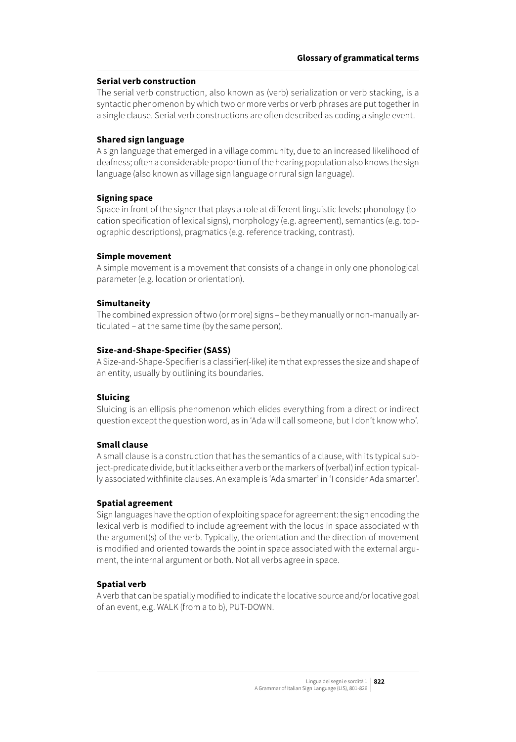#### Serial verb construction

The serial verb construction, also known as (verb) serialization or verb stacking, is a syntactic phenomenon by which two or more verbs or verb phrases are put together in a single clause. Serial verb constructions are often described as coding a single event.

#### Shared sign language

A sign language that emerged in a village community, due to an increased likelihood of deafness; often a considerable proportion of the hearing population also knows the sign language (also known as village sign language or rural sign language).

#### Signing space

Space in front of the signer that plays a role at different linguistic levels: phonology (location specification of lexical signs), morphology (e.g. agreement), semantics (e.g. topographic descriptions), pragmatics (e.g. reference tracking, contrast).

#### Simple movement

A simple movement is a movement that consists of a change in only one phonological parameter (e.g. location or orientation).

#### Simultaneity

The combined expression of two (or more) signs – be they manually or non-manually articulated – at the same time (by the same person).

#### Size-and-Shape-Specifier (SASS)

A Size-and-Shape-Specifier is a classifier(-like) item that expresses the size and shape of an entity, usually by outlining its boundaries.

#### Sluicing

Sluicing is an ellipsis phenomenon which elides everything from a direct or indirect question except the question word, as in 'Ada will call someone, but I don't know who'.

#### Small clause

A small clause is a construction that has the semantics of a clause, with its typical subject-predicate divide, but it lacks either a verb or the markers of (verbal) inflection typically associated withfinite clauses. An example is 'Ada smarter' in 'I consider Ada smarter'.

#### Spatial agreement

Sign languages have the option of exploiting space for agreement: the sign encoding the lexical verb is modified to include agreement with the locus in space associated with the argument(s) of the verb. Typically, the orientation and the direction of movement is modified and oriented towards the point in space associated with the external argument, the internal argument or both. Not all verbs agree in space.

#### Spatial verb

A verb that can be spatially modified to indicate the locative source and/or locative goal of an event, e.g. WALK (from a to b), PUT-DOWN.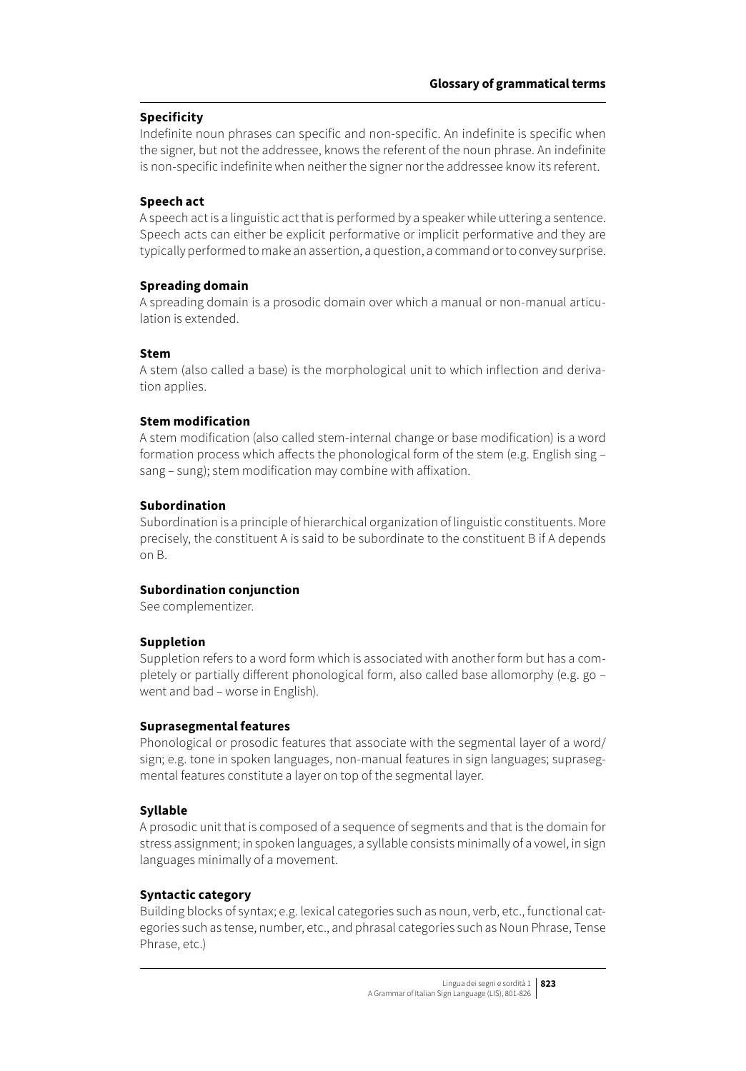**Specificity**

Indefinite noun phrases can specific and non-specific. An indefinite is specific when the signer, but not the addressee, knows the referent of the noun phrase. An indefinite is non-specific indefinite when neither the signer nor the addressee know its referent.

**Speech act**

A speech act is a linguistic act that is performed by a speaker while uttering a sentence. Speech acts can either be explicit performative or implicit performative and they are typically performed to make an assertion, a question, a command or to convey surprise.

**Spreading domain**

A spreading domain is a prosodic domain over which a manual or non-manual articulation is extended.

**Stem**

A stem (also called a base) is the morphological unit to which inflection and derivation applies.

**Stem modification**

A stem modification (also called stem-internal change or base modification) is a word formation process which affects the phonological form of the stem (e.g. English sing – sang – sung); stem modification may combine with affixation.

**Subordination**

Subordination is a principle of hierarchical organization of linguistic constituents. More precisely, the constituent A is said to be subordinate to the constituent B if A depends on B.

**Subordination conjunction**

See complementizer.

**Suppletion**

Suppletion refers to a word form which is associated with another form but has a completely or partially different phonological form, also called base allomorphy (e.g. go – went and bad – worse in English).

**Suprasegmental features**

Phonological or prosodic features that associate with the segmental layer of a word/sign; e.g. tone in spoken languages, non-manual features in sign languages; suprasegmental features constitute a layer on top of the segmental layer.

**Syllable**

A prosodic unit that is composed of a sequence of segments and that is the domain for stress assignment; in spoken languages, a syllable consists minimally of a vowel, in sign languages minimally of a movement.

**Syntactic category**

Building blocks of syntax; e.g. lexical categories such as noun, verb, etc., functional categories such as tense, number, etc., and phrasal categories such as Noun Phrase, Tense Phrase, etc.)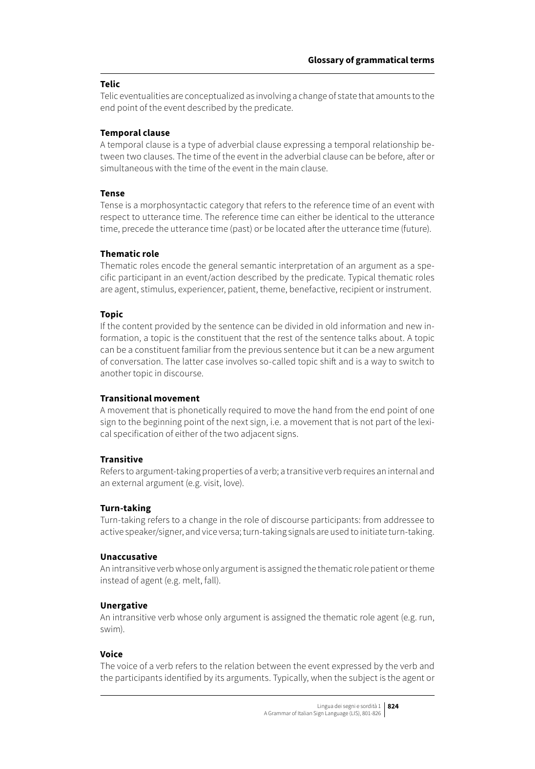**Telic**

Telic eventualities are conceptualized as involving a change of state that amounts to the end point of the event described by the predicate.

**Temporal clause**

A temporal clause is a type of adverbial clause expressing a temporal relationship between two clauses. The time of the event in the adverbial clause can be before, after or simultaneous with the time of the event in the main clause.

**Tense**

Tense is a morphosyntactic category that refers to the reference time of an event with respect to utterance time. The reference time can either be identical to the utterance time, precede the utterance time (past) or be located after the utterance time (future).

**Thematic role**

Thematic roles encode the general semantic interpretation of an argument as a specific participant in an event/action described by the predicate. Typical thematic roles are agent, stimulus, experiencer, patient, theme, benefactive, recipient or instrument.

**Topic**

If the content provided by the sentence can be divided in old information and new information, a topic is the constituent that the rest of the sentence talks about. A topic can be a constituent familiar from the previous sentence but it can be a new argument of conversation. The latter case involves so-called topic shift and is a way to switch to another topic in discourse.

**Transitional movement**

A movement that is phonetically required to move the hand from the end point of one sign to the beginning point of the next sign, i.e. a movement that is not part of the lexical specification of either of the two adjacent signs.

**Transitive**

Refers to argument-taking properties of a verb; a transitive verb requires an internal and an external argument (e.g. visit, love).

**Turn-taking**

Turn-taking refers to a change in the role of discourse participants: from addressee to active speaker/signer, and vice versa; turn-taking signals are used to initiate turn-taking.

**Unaccusative**

An intransitive verb whose only argument is assigned the thematic role patient or theme instead of agent (e.g. melt, fall).

**Unergative**

An intransitive verb whose only argument is assigned the thematic role agent (e.g. run, swim).

**Voice**

The voice of a verb refers to the relation between the event expressed by the verb and the participants identified by its arguments. Typically, when the subject is the agent or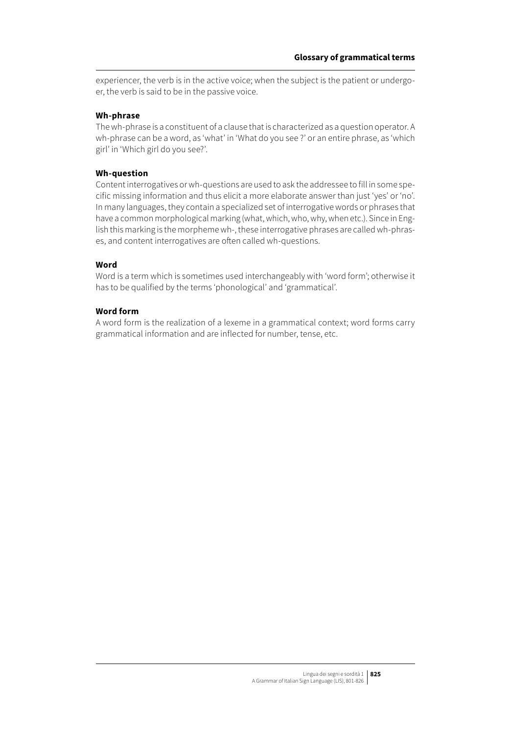experiencer, the verb is in the active voice; when the subject is the patient or undergoer, the verb is said to be in the passive voice.

**Wh-phrase**

The wh-phrase is a constituent of a clause that is characterized as a question operator. A wh-phrase can be a word, as 'what' in 'What do you see ?' or an entire phrase, as 'which girl' in 'Which girl do you see?'.

**Wh-question**

Content interrogatives or wh-questions are used to ask the addressee to fill in some specific missing information and thus elicit a more elaborate answer than just 'yes' or 'no'. In many languages, they contain a specialized set of interrogative words or phrases that have a common morphological marking (what, which, who, why, when etc.). Since in English this marking is the morpheme wh-, these interrogative phrases are called wh-phrases, and content interrogatives are often called wh-questions.

**Word**

Word is a term which is sometimes used interchangeably with 'word form'; otherwise it has to be qualified by the terms 'phonological' and 'grammatical'.

**Word form**

A word form is the realization of a lexeme in a grammatical context; word forms carry grammatical information and are inflected for number, tense, etc.